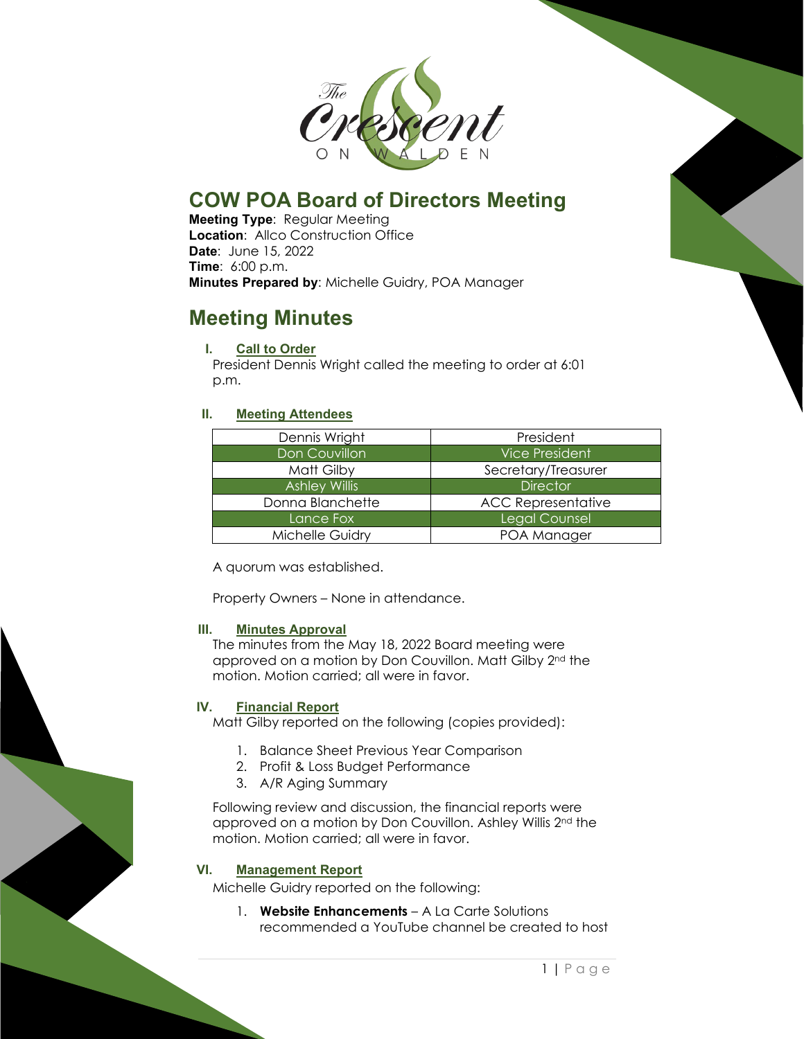# COW POA Board of Directors Meeting

**Meeting Type**: Regular Meeting
**Location**: Allco Construction Office
**Date**: June 15, 2022
**Time**: 6:00 p.m.
**Minutes Prepared by**: Michelle Guidry, POA Manager

# Meeting Minutes

### I. Call to Order

President Dennis Wright called the meeting to order at 6:01 p.m.

### II. Meeting Attendees

| Name | Role |
|---|---|
| Dennis Wright | President |
| Don Couvillon | Vice President |
| Matt Gilby | Secretary/Treasurer |
| Ashley Willis | Director |
| Donna Blanchette | ACC Representative |
| Lance Fox | Legal Counsel |
| Michelle Guidry | POA Manager |

A quorum was established.

Property Owners – None in attendance.

### III. Minutes Approval

The minutes from the May 18, 2022 Board meeting were approved on a motion by Don Couvillon. Matt Gilby 2nd the motion. Motion carried; all were in favor.

### IV. Financial Report

Matt Gilby reported on the following (copies provided):

1. Balance Sheet Previous Year Comparison
2. Profit & Loss Budget Performance
3. A/R Aging Summary

Following review and discussion, the financial reports were approved on a motion by Don Couvillon. Ashley Willis 2nd the motion. Motion carried; all were in favor.

### VI. Management Report

Michelle Guidry reported on the following:

1. **Website Enhancements** – A La Carte Solutions recommended a YouTube channel be created to host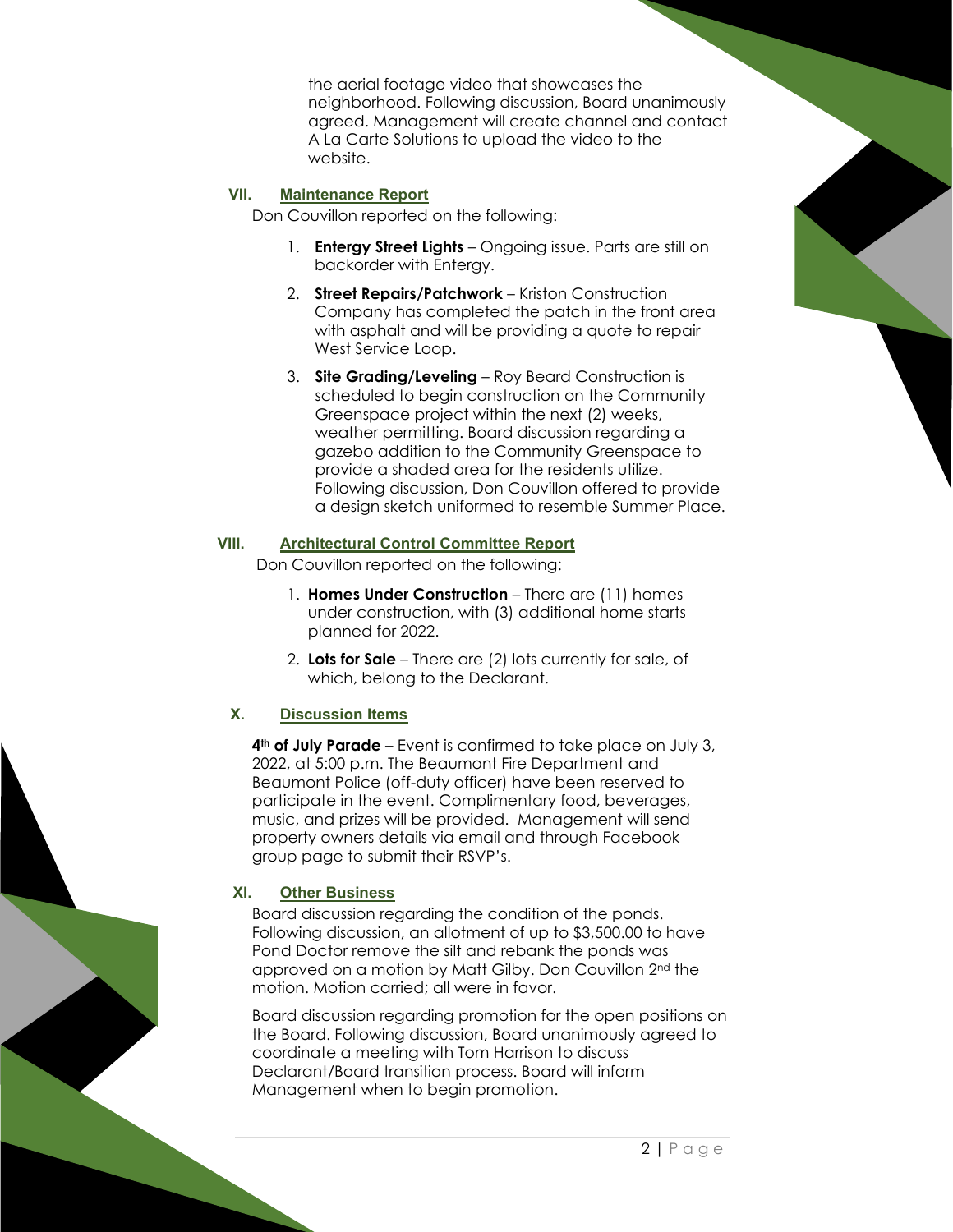the aerial footage video that showcases the neighborhood. Following discussion, Board unanimously agreed. Management will create channel and contact A La Carte Solutions to upload the video to the website.

## VII. Maintenance Report

Don Couvillon reported on the following:

1. **Entergy Street Lights** – Ongoing issue. Parts are still on backorder with Entergy.
2. **Street Repairs/Patchwork** – Kriston Construction Company has completed the patch in the front area with asphalt and will be providing a quote to repair West Service Loop.
3. **Site Grading/Leveling** – Roy Beard Construction is scheduled to begin construction on the Community Greenspace project within the next (2) weeks, weather permitting. Board discussion regarding a gazebo addition to the Community Greenspace to provide a shaded area for the residents utilize. Following discussion, Don Couvillon offered to provide a design sketch uniformed to resemble Summer Place.

## VIII. Architectural Control Committee Report

Don Couvillon reported on the following:

1. **Homes Under Construction** – There are (11) homes under construction, with (3) additional home starts planned for 2022.
2. **Lots for Sale** – There are (2) lots currently for sale, of which, belong to the Declarant.

## X. Discussion Items

**4th of July Parade** – Event is confirmed to take place on July 3, 2022, at 5:00 p.m. The Beaumont Fire Department and Beaumont Police (off-duty officer) have been reserved to participate in the event. Complimentary food, beverages, music, and prizes will be provided. Management will send property owners details via email and through Facebook group page to submit their RSVP's.

## XI. Other Business

Board discussion regarding the condition of the ponds. Following discussion, an allotment of up to $3,500.00 to have Pond Doctor remove the silt and rebank the ponds was approved on a motion by Matt Gilby. Don Couvillon 2nd the motion. Motion carried; all were in favor.

Board discussion regarding promotion for the open positions on the Board. Following discussion, Board unanimously agreed to coordinate a meeting with Tom Harrison to discuss Declarant/Board transition process. Board will inform Management when to begin promotion.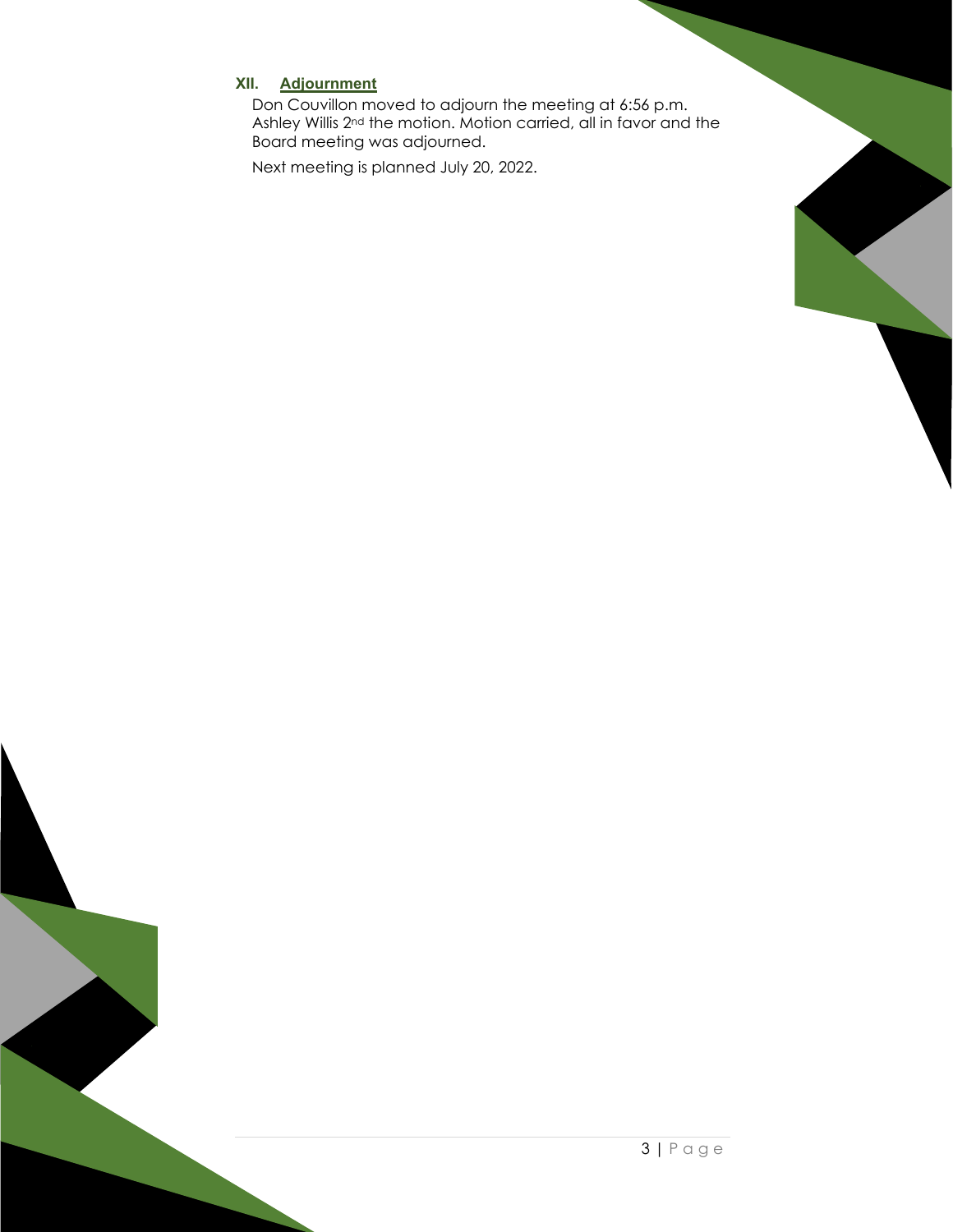## XII. Adjournment

Don Couvillon moved to adjourn the meeting at 6:56 p.m. Ashley Willis 2nd the motion. Motion carried, all in favor and the Board meeting was adjourned.

Next meeting is planned July 20, 2022.